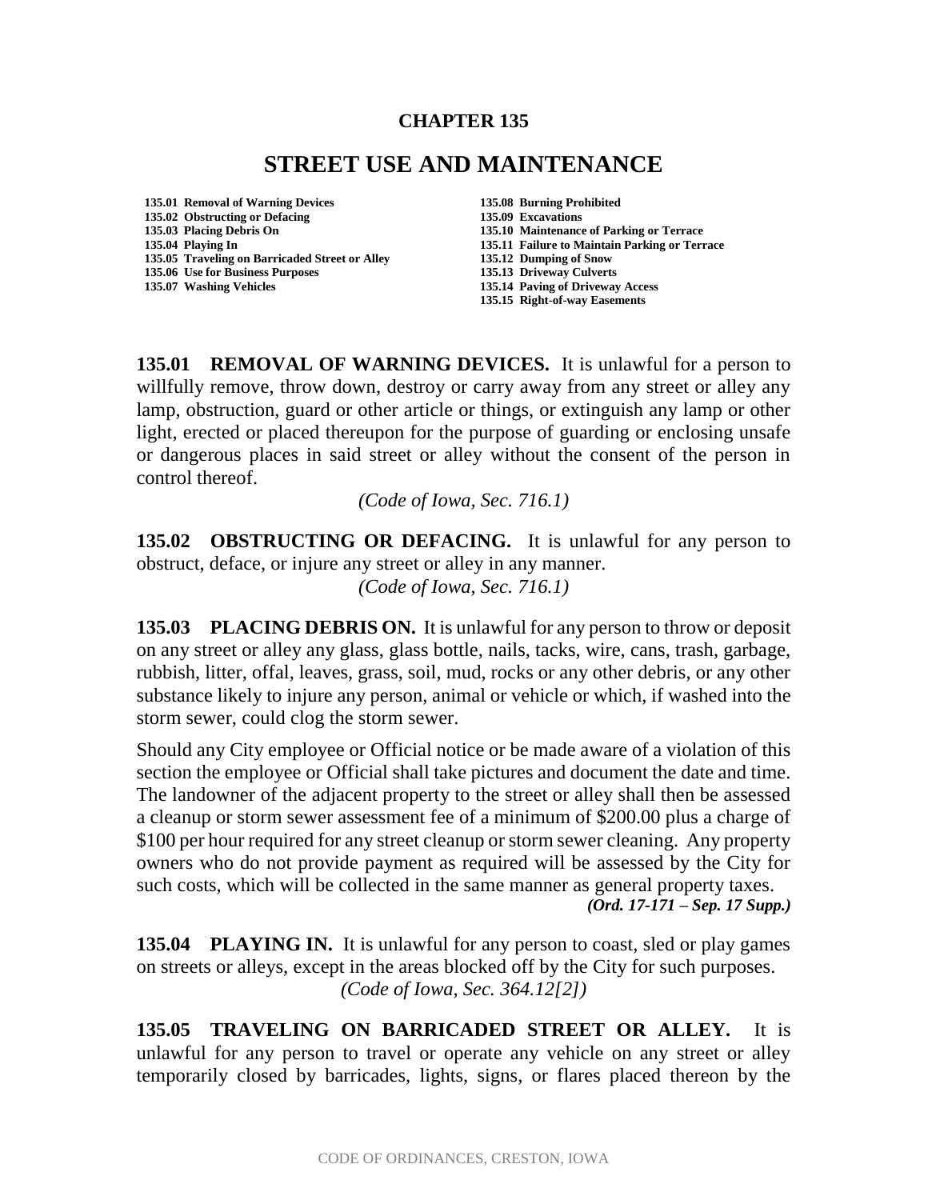# CHAPTER 135

## STREET USE AND MAINTENANCE

**135.01 Removal of Warning Devices**
**135.02 Obstructing or Defacing**
**135.03 Placing Debris On**
**135.04 Playing In**
**135.05 Traveling on Barricaded Street or Alley**
**135.06 Use for Business Purposes**
**135.07 Washing Vehicles**
**135.08 Burning Prohibited**
**135.09 Excavations**
**135.10 Maintenance of Parking or Terrace**
**135.11 Failure to Maintain Parking or Terrace**
**135.12 Dumping of Snow**
**135.13 Driveway Culverts**
**135.14 Paving of Driveway Access**
**135.15 Right-of-way Easements**

**135.01 REMOVAL OF WARNING DEVICES.** It is unlawful for a person to willfully remove, throw down, destroy or carry away from any street or alley any lamp, obstruction, guard or other article or things, or extinguish any lamp or other light, erected or placed thereupon for the purpose of guarding or enclosing unsafe or dangerous places in said street or alley without the consent of the person in control thereof.

*(Code of Iowa, Sec. 716.1)*

**135.02 OBSTRUCTING OR DEFACING.** It is unlawful for any person to obstruct, deface, or injure any street or alley in any manner.

*(Code of Iowa, Sec. 716.1)*

**135.03 PLACING DEBRIS ON.** It is unlawful for any person to throw or deposit on any street or alley any glass, glass bottle, nails, tacks, wire, cans, trash, garbage, rubbish, litter, offal, leaves, grass, soil, mud, rocks or any other debris, or any other substance likely to injure any person, animal or vehicle or which, if washed into the storm sewer, could clog the storm sewer.

Should any City employee or Official notice or be made aware of a violation of this section the employee or Official shall take pictures and document the date and time. The landowner of the adjacent property to the street or alley shall then be assessed a cleanup or storm sewer assessment fee of a minimum of $200.00 plus a charge of $100 per hour required for any street cleanup or storm sewer cleaning. Any property owners who do not provide payment as required will be assessed by the City for such costs, which will be collected in the same manner as general property taxes.

***(Ord. 17-171 – Sep. 17 Supp.)***

**135.04 PLAYING IN.** It is unlawful for any person to coast, sled or play games on streets or alleys, except in the areas blocked off by the City for such purposes.

*(Code of Iowa, Sec. 364.12[2])*

**135.05 TRAVELING ON BARRICADED STREET OR ALLEY.** It is unlawful for any person to travel or operate any vehicle on any street or alley temporarily closed by barricades, lights, signs, or flares placed thereon by the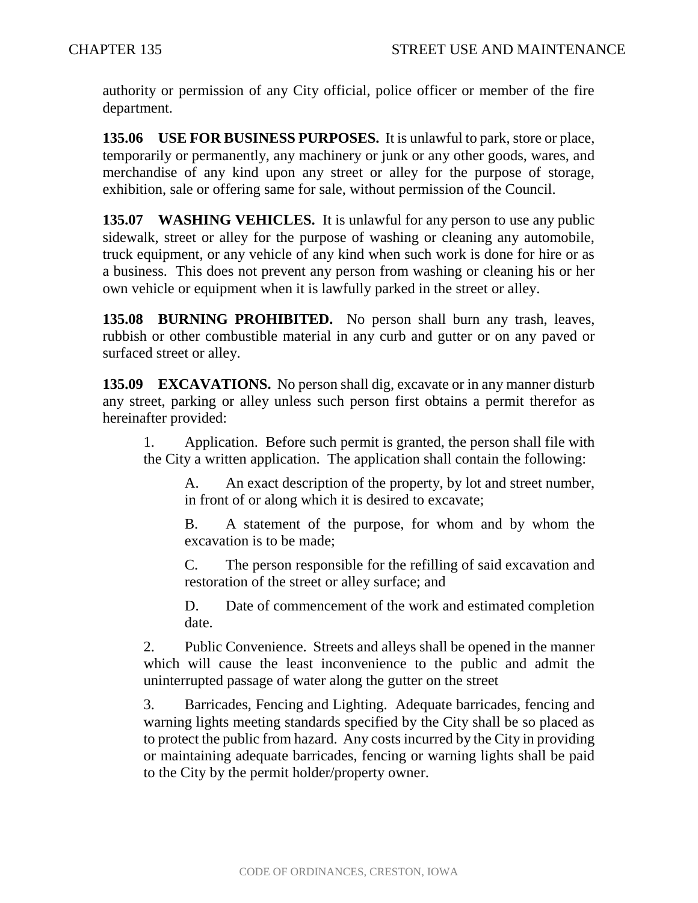authority or permission of any City official, police officer or member of the fire department.

**135.06 USE FOR BUSINESS PURPOSES.** It is unlawful to park, store or place, temporarily or permanently, any machinery or junk or any other goods, wares, and merchandise of any kind upon any street or alley for the purpose of storage, exhibition, sale or offering same for sale, without permission of the Council.

**135.07 WASHING VEHICLES.** It is unlawful for any person to use any public sidewalk, street or alley for the purpose of washing or cleaning any automobile, truck equipment, or any vehicle of any kind when such work is done for hire or as a business. This does not prevent any person from washing or cleaning his or her own vehicle or equipment when it is lawfully parked in the street or alley.

**135.08 BURNING PROHIBITED.** No person shall burn any trash, leaves, rubbish or other combustible material in any curb and gutter or on any paved or surfaced street or alley.

**135.09 EXCAVATIONS.** No person shall dig, excavate or in any manner disturb any street, parking or alley unless such person first obtains a permit therefor as hereinafter provided:

1. Application. Before such permit is granted, the person shall file with the City a written application. The application shall contain the following:

   A. An exact description of the property, by lot and street number, in front of or along which it is desired to excavate;

   B. A statement of the purpose, for whom and by whom the excavation is to be made;

   C. The person responsible for the refilling of said excavation and restoration of the street or alley surface; and

   D. Date of commencement of the work and estimated completion date.

2. Public Convenience. Streets and alleys shall be opened in the manner which will cause the least inconvenience to the public and admit the uninterrupted passage of water along the gutter on the street

3. Barricades, Fencing and Lighting. Adequate barricades, fencing and warning lights meeting standards specified by the City shall be so placed as to protect the public from hazard. Any costs incurred by the City in providing or maintaining adequate barricades, fencing or warning lights shall be paid to the City by the permit holder/property owner.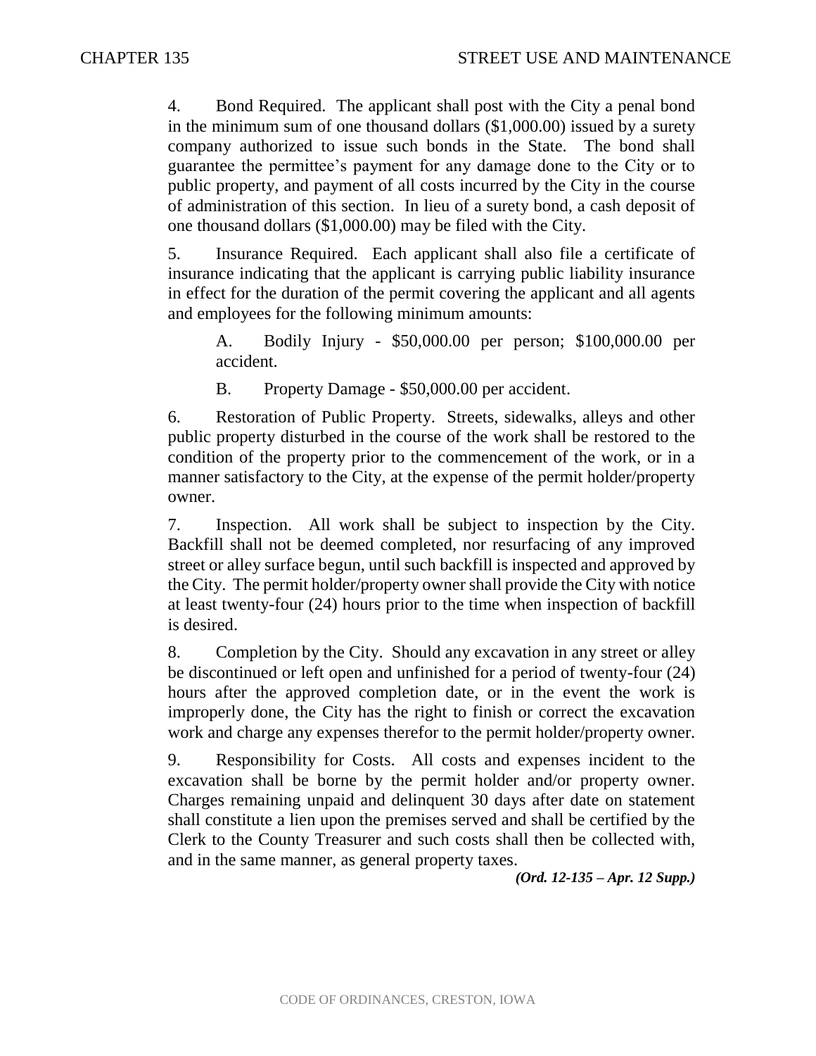4. Bond Required. The applicant shall post with the City a penal bond in the minimum sum of one thousand dollars ($1,000.00) issued by a surety company authorized to issue such bonds in the State. The bond shall guarantee the permittee's payment for any damage done to the City or to public property, and payment of all costs incurred by the City in the course of administration of this section. In lieu of a surety bond, a cash deposit of one thousand dollars ($1,000.00) may be filed with the City.

5. Insurance Required. Each applicant shall also file a certificate of insurance indicating that the applicant is carrying public liability insurance in effect for the duration of the permit covering the applicant and all agents and employees for the following minimum amounts:

   A. Bodily Injury - $50,000.00 per person; $100,000.00 per accident.

   B. Property Damage - $50,000.00 per accident.

6. Restoration of Public Property. Streets, sidewalks, alleys and other public property disturbed in the course of the work shall be restored to the condition of the property prior to the commencement of the work, or in a manner satisfactory to the City, at the expense of the permit holder/property owner.

7. Inspection. All work shall be subject to inspection by the City. Backfill shall not be deemed completed, nor resurfacing of any improved street or alley surface begun, until such backfill is inspected and approved by the City. The permit holder/property owner shall provide the City with notice at least twenty-four (24) hours prior to the time when inspection of backfill is desired.

8. Completion by the City. Should any excavation in any street or alley be discontinued or left open and unfinished for a period of twenty-four (24) hours after the approved completion date, or in the event the work is improperly done, the City has the right to finish or correct the excavation work and charge any expenses therefor to the permit holder/property owner.

9. Responsibility for Costs. All costs and expenses incident to the excavation shall be borne by the permit holder and/or property owner. Charges remaining unpaid and delinquent 30 days after date on statement shall constitute a lien upon the premises served and shall be certified by the Clerk to the County Treasurer and such costs shall then be collected with, and in the same manner, as general property taxes.

***(Ord. 12-135 – Apr. 12 Supp.)***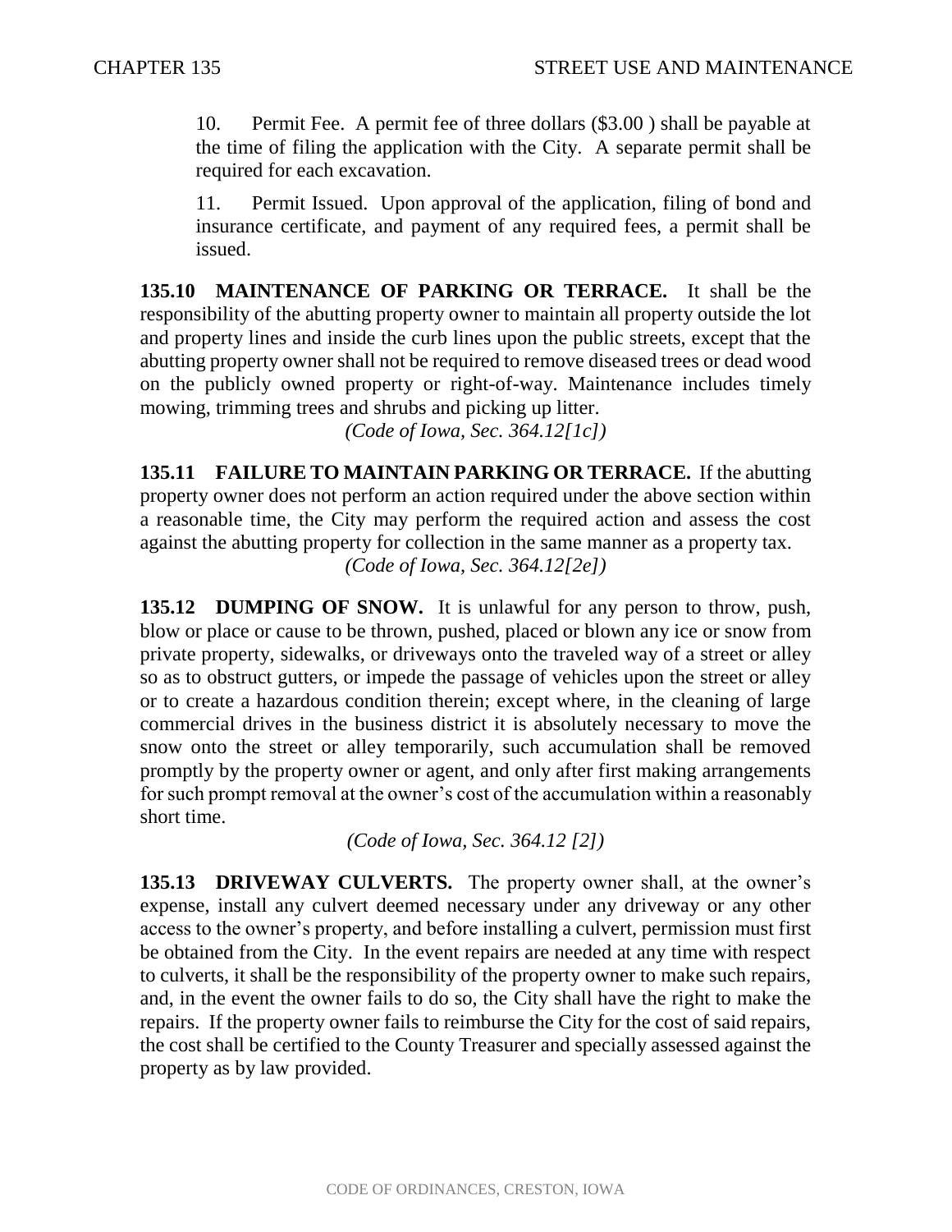10. Permit Fee. A permit fee of three dollars ($3.00 ) shall be payable at the time of filing the application with the City. A separate permit shall be required for each excavation.

11. Permit Issued. Upon approval of the application, filing of bond and insurance certificate, and payment of any required fees, a permit shall be issued.

**135.10 MAINTENANCE OF PARKING OR TERRACE.** It shall be the responsibility of the abutting property owner to maintain all property outside the lot and property lines and inside the curb lines upon the public streets, except that the abutting property owner shall not be required to remove diseased trees or dead wood on the publicly owned property or right-of-way. Maintenance includes timely mowing, trimming trees and shrubs and picking up litter.

*(Code of Iowa, Sec. 364.12[1c])*

**135.11 FAILURE TO MAINTAIN PARKING OR TERRACE.** If the abutting property owner does not perform an action required under the above section within a reasonable time, the City may perform the required action and assess the cost against the abutting property for collection in the same manner as a property tax.

*(Code of Iowa, Sec. 364.12[2e])*

**135.12 DUMPING OF SNOW.** It is unlawful for any person to throw, push, blow or place or cause to be thrown, pushed, placed or blown any ice or snow from private property, sidewalks, or driveways onto the traveled way of a street or alley so as to obstruct gutters, or impede the passage of vehicles upon the street or alley or to create a hazardous condition therein; except where, in the cleaning of large commercial drives in the business district it is absolutely necessary to move the snow onto the street or alley temporarily, such accumulation shall be removed promptly by the property owner or agent, and only after first making arrangements for such prompt removal at the owner's cost of the accumulation within a reasonably short time.

*(Code of Iowa, Sec. 364.12 [2])*

**135.13 DRIVEWAY CULVERTS.** The property owner shall, at the owner's expense, install any culvert deemed necessary under any driveway or any other access to the owner's property, and before installing a culvert, permission must first be obtained from the City. In the event repairs are needed at any time with respect to culverts, it shall be the responsibility of the property owner to make such repairs, and, in the event the owner fails to do so, the City shall have the right to make the repairs. If the property owner fails to reimburse the City for the cost of said repairs, the cost shall be certified to the County Treasurer and specially assessed against the property as by law provided.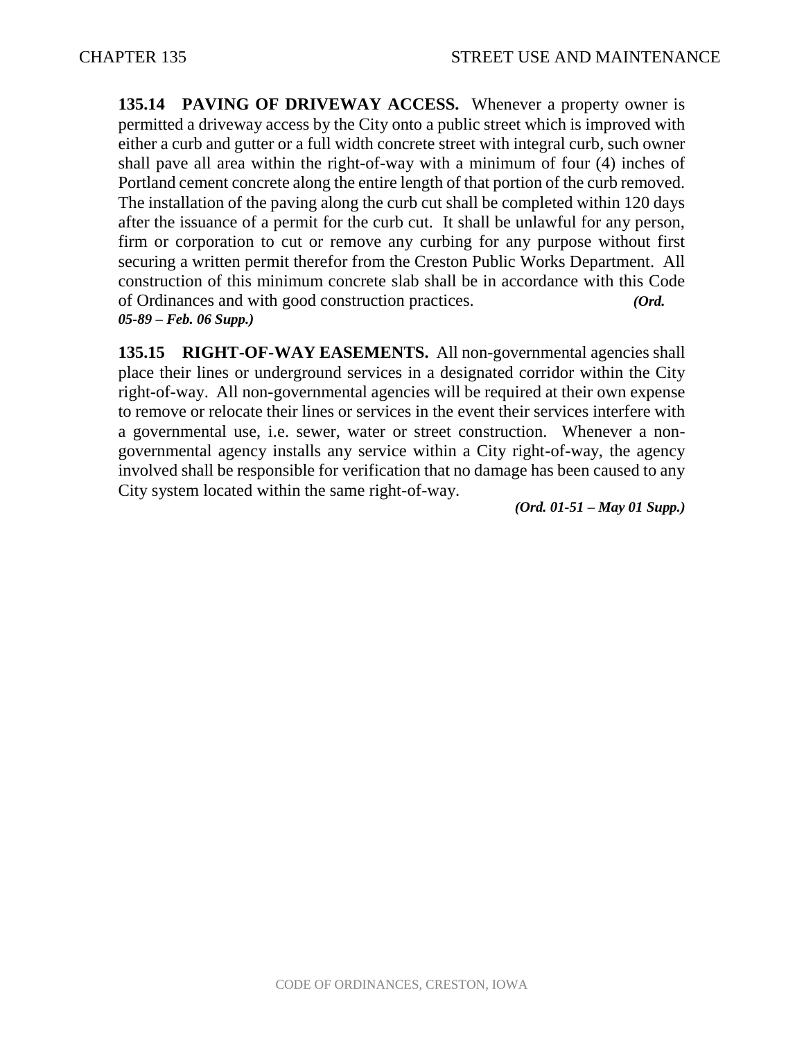**135.14 PAVING OF DRIVEWAY ACCESS.** Whenever a property owner is permitted a driveway access by the City onto a public street which is improved with either a curb and gutter or a full width concrete street with integral curb, such owner shall pave all area within the right-of-way with a minimum of four (4) inches of Portland cement concrete along the entire length of that portion of the curb removed. The installation of the paving along the curb cut shall be completed within 120 days after the issuance of a permit for the curb cut. It shall be unlawful for any person, firm or corporation to cut or remove any curbing for any purpose without first securing a written permit therefor from the Creston Public Works Department. All construction of this minimum concrete slab shall be in accordance with this Code of Ordinances and with good construction practices. ***(Ord. 05-89 – Feb. 06 Supp.)***

**135.15 RIGHT-OF-WAY EASEMENTS.** All non-governmental agencies shall place their lines or underground services in a designated corridor within the City right-of-way. All non-governmental agencies will be required at their own expense to remove or relocate their lines or services in the event their services interfere with a governmental use, i.e. sewer, water or street construction. Whenever a non-governmental agency installs any service within a City right-of-way, the agency involved shall be responsible for verification that no damage has been caused to any City system located within the same right-of-way.

***(Ord. 01-51 – May 01 Supp.)***